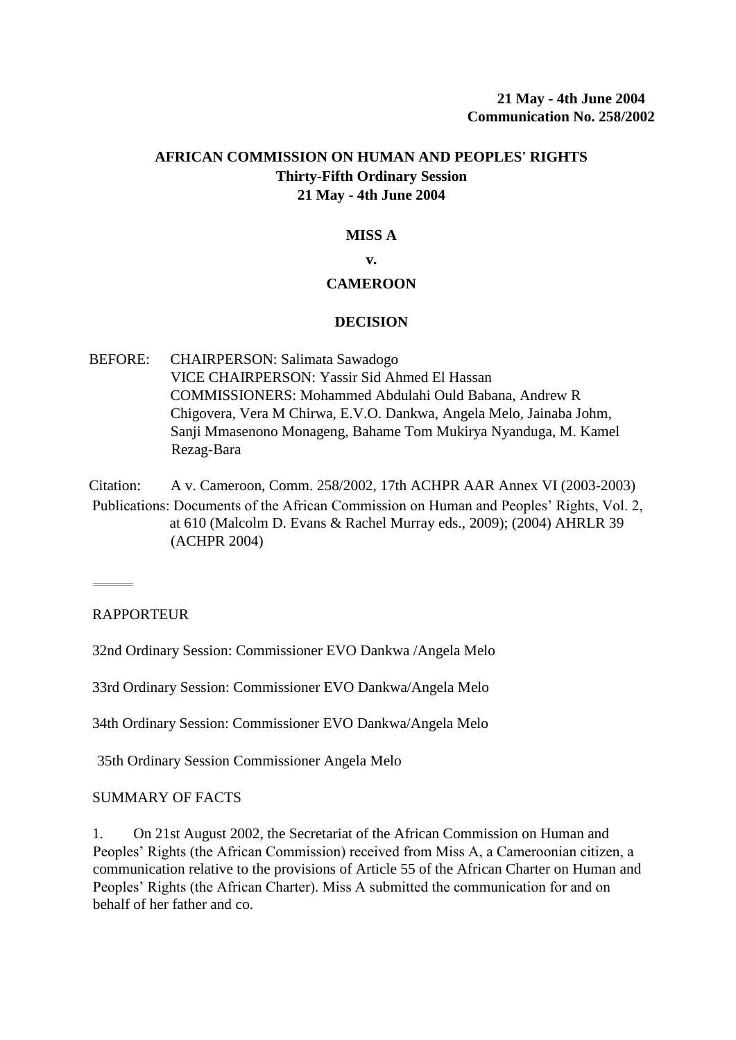**21 May - 4th June 2004**
**Communication No. 258/2002**

# AFRICAN COMMISSION ON HUMAN AND PEOPLES' RIGHTS

**Thirty-Fifth Ordinary Session**
**21 May - 4th June 2004**

## MISS A

**v.**

## CAMEROON

## DECISION

BEFORE: CHAIRPERSON: Salimata Sawadogo
VICE CHAIRPERSON: Yassir Sid Ahmed El Hassan
COMMISSIONERS: Mohammed Abdulahi Ould Babana, Andrew R Chigovera, Vera M Chirwa, E.V.O. Dankwa, Angela Melo, Jainaba Johm, Sanji Mmasenono Monageng, Bahame Tom Mukirya Nyanduga, M. Kamel Rezag-Bara

Citation: A v. Cameroon, Comm. 258/2002, 17th ACHPR AAR Annex VI (2003-2003)

Publications: Documents of the African Commission on Human and Peoples' Rights, Vol. 2, at 610 (Malcolm D. Evans & Rachel Murray eds., 2009); (2004) AHRLR 39 (ACHPR 2004)

---

RAPPORTEUR

32nd Ordinary Session: Commissioner EVO Dankwa /Angela Melo

33rd Ordinary Session: Commissioner EVO Dankwa/Angela Melo

34th Ordinary Session: Commissioner EVO Dankwa/Angela Melo

35th Ordinary Session Commissioner Angela Melo

SUMMARY OF FACTS

1. On 21st August 2002, the Secretariat of the African Commission on Human and Peoples' Rights (the African Commission) received from Miss A, a Cameroonian citizen, a communication relative to the provisions of Article 55 of the African Charter on Human and Peoples' Rights (the African Charter). Miss A submitted the communication for and on behalf of her father and co.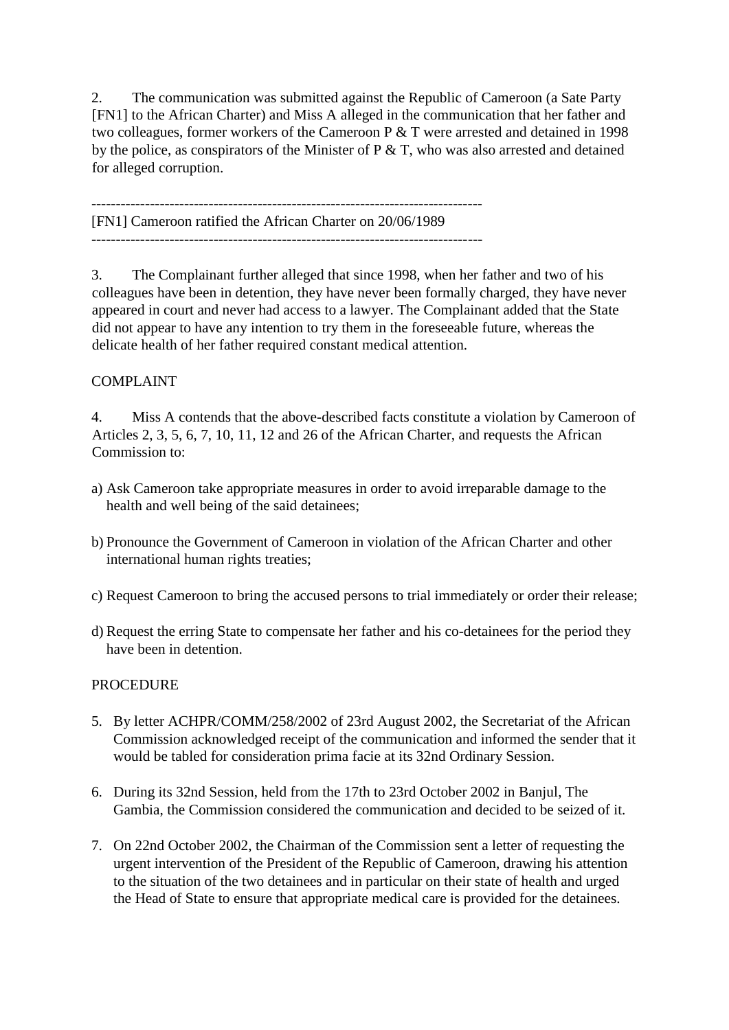2. The communication was submitted against the Republic of Cameroon (a Sate Party [FN1] to the African Charter) and Miss A alleged in the communication that her father and two colleagues, former workers of the Cameroon P & T were arrested and detained in 1998 by the police, as conspirators of the Minister of P & T, who was also arrested and detained for alleged corruption.

---

[FN1] Cameroon ratified the African Charter on 20/06/1989

---

3. The Complainant further alleged that since 1998, when her father and two of his colleagues have been in detention, they have never been formally charged, they have never appeared in court and never had access to a lawyer. The Complainant added that the State did not appear to have any intention to try them in the foreseeable future, whereas the delicate health of her father required constant medical attention.

COMPLAINT

4. Miss A contends that the above-described facts constitute a violation by Cameroon of Articles 2, 3, 5, 6, 7, 10, 11, 12 and 26 of the African Charter, and requests the African Commission to:

a) Ask Cameroon take appropriate measures in order to avoid irreparable damage to the health and well being of the said detainees;

b) Pronounce the Government of Cameroon in violation of the African Charter and other international human rights treaties;

c) Request Cameroon to bring the accused persons to trial immediately or order their release;

d) Request the erring State to compensate her father and his co-detainees for the period they have been in detention.

PROCEDURE

5. By letter ACHPR/COMM/258/2002 of 23rd August 2002, the Secretariat of the African Commission acknowledged receipt of the communication and informed the sender that it would be tabled for consideration prima facie at its 32nd Ordinary Session.

6. During its 32nd Session, held from the 17th to 23rd October 2002 in Banjul, The Gambia, the Commission considered the communication and decided to be seized of it.

7. On 22nd October 2002, the Chairman of the Commission sent a letter of requesting the urgent intervention of the President of the Republic of Cameroon, drawing his attention to the situation of the two detainees and in particular on their state of health and urged the Head of State to ensure that appropriate medical care is provided for the detainees.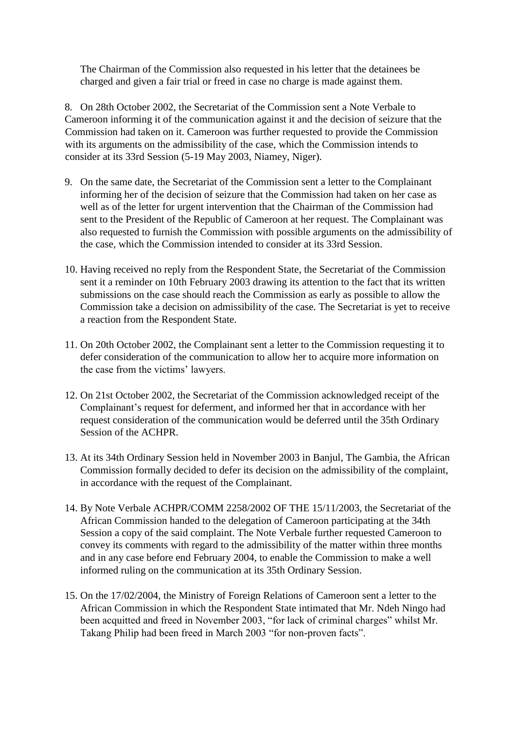The Chairman of the Commission also requested in his letter that the detainees be charged and given a fair trial or freed in case no charge is made against them.

8. On 28th October 2002, the Secretariat of the Commission sent a Note Verbale to Cameroon informing it of the communication against it and the decision of seizure that the Commission had taken on it. Cameroon was further requested to provide the Commission with its arguments on the admissibility of the case, which the Commission intends to consider at its 33rd Session (5-19 May 2003, Niamey, Niger).

9. On the same date, the Secretariat of the Commission sent a letter to the Complainant informing her of the decision of seizure that the Commission had taken on her case as well as of the letter for urgent intervention that the Chairman of the Commission had sent to the President of the Republic of Cameroon at her request. The Complainant was also requested to furnish the Commission with possible arguments on the admissibility of the case, which the Commission intended to consider at its 33rd Session.

10. Having received no reply from the Respondent State, the Secretariat of the Commission sent it a reminder on 10th February 2003 drawing its attention to the fact that its written submissions on the case should reach the Commission as early as possible to allow the Commission take a decision on admissibility of the case. The Secretariat is yet to receive a reaction from the Respondent State.

11. On 20th October 2002, the Complainant sent a letter to the Commission requesting it to defer consideration of the communication to allow her to acquire more information on the case from the victims' lawyers.

12. On 21st October 2002, the Secretariat of the Commission acknowledged receipt of the Complainant's request for deferment, and informed her that in accordance with her request consideration of the communication would be deferred until the 35th Ordinary Session of the ACHPR.

13. At its 34th Ordinary Session held in November 2003 in Banjul, The Gambia, the African Commission formally decided to defer its decision on the admissibility of the complaint, in accordance with the request of the Complainant.

14. By Note Verbale ACHPR/COMM 2258/2002 OF THE 15/11/2003, the Secretariat of the African Commission handed to the delegation of Cameroon participating at the 34th Session a copy of the said complaint. The Note Verbale further requested Cameroon to convey its comments with regard to the admissibility of the matter within three months and in any case before end February 2004, to enable the Commission to make a well informed ruling on the communication at its 35th Ordinary Session.

15. On the 17/02/2004, the Ministry of Foreign Relations of Cameroon sent a letter to the African Commission in which the Respondent State intimated that Mr. Ndeh Ningo had been acquitted and freed in November 2003, "for lack of criminal charges" whilst Mr. Takang Philip had been freed in March 2003 "for non-proven facts".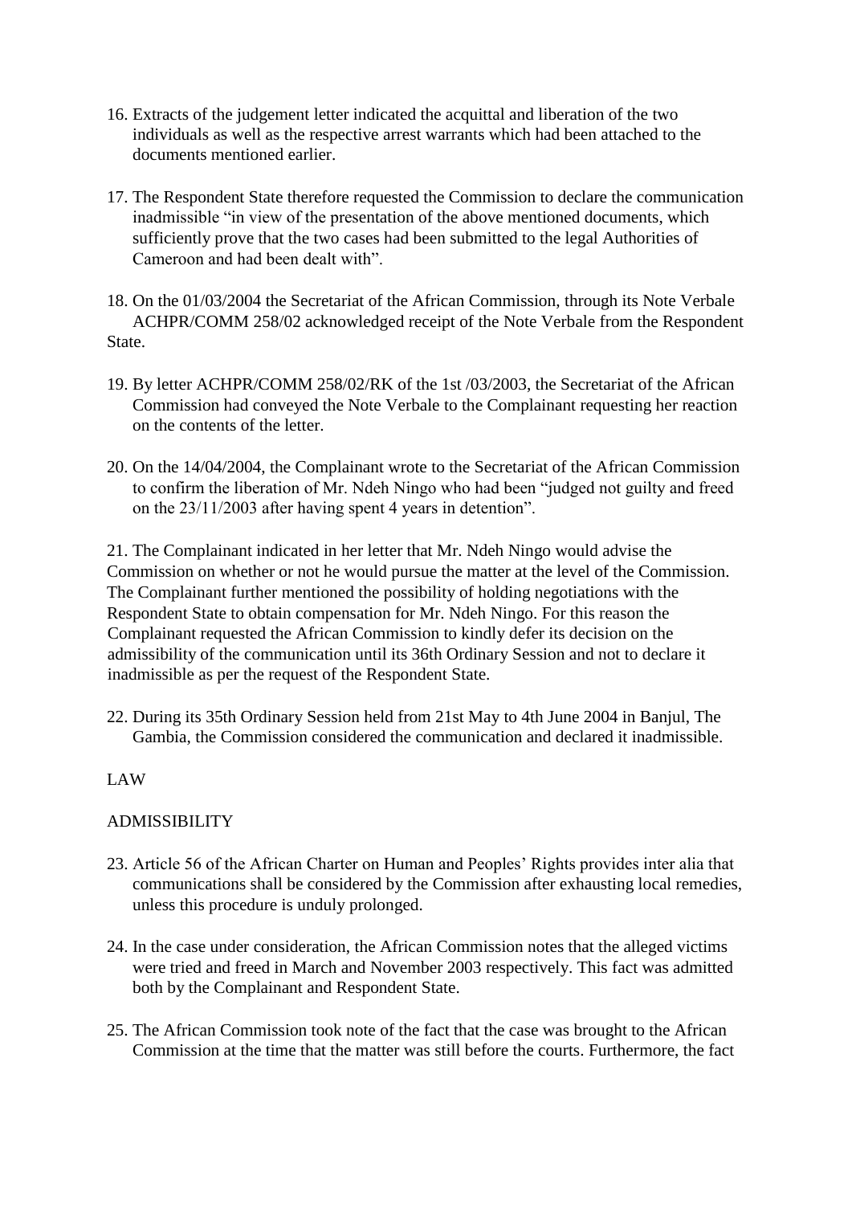16. Extracts of the judgement letter indicated the acquittal and liberation of the two individuals as well as the respective arrest warrants which had been attached to the documents mentioned earlier.

17. The Respondent State therefore requested the Commission to declare the communication inadmissible "in view of the presentation of the above mentioned documents, which sufficiently prove that the two cases had been submitted to the legal Authorities of Cameroon and had been dealt with".

18. On the 01/03/2004 the Secretariat of the African Commission, through its Note Verbale ACHPR/COMM 258/02 acknowledged receipt of the Note Verbale from the Respondent State.

19. By letter ACHPR/COMM 258/02/RK of the 1st /03/2003, the Secretariat of the African Commission had conveyed the Note Verbale to the Complainant requesting her reaction on the contents of the letter.

20. On the 14/04/2004, the Complainant wrote to the Secretariat of the African Commission to confirm the liberation of Mr. Ndeh Ningo who had been "judged not guilty and freed on the 23/11/2003 after having spent 4 years in detention".

21. The Complainant indicated in her letter that Mr. Ndeh Ningo would advise the Commission on whether or not he would pursue the matter at the level of the Commission. The Complainant further mentioned the possibility of holding negotiations with the Respondent State to obtain compensation for Mr. Ndeh Ningo. For this reason the Complainant requested the African Commission to kindly defer its decision on the admissibility of the communication until its 36th Ordinary Session and not to declare it inadmissible as per the request of the Respondent State.

22. During its 35th Ordinary Session held from 21st May to 4th June 2004 in Banjul, The Gambia, the Commission considered the communication and declared it inadmissible.

LAW

ADMISSIBILITY

23. Article 56 of the African Charter on Human and Peoples' Rights provides inter alia that communications shall be considered by the Commission after exhausting local remedies, unless this procedure is unduly prolonged.

24. In the case under consideration, the African Commission notes that the alleged victims were tried and freed in March and November 2003 respectively. This fact was admitted both by the Complainant and Respondent State.

25. The African Commission took note of the fact that the case was brought to the African Commission at the time that the matter was still before the courts. Furthermore, the fact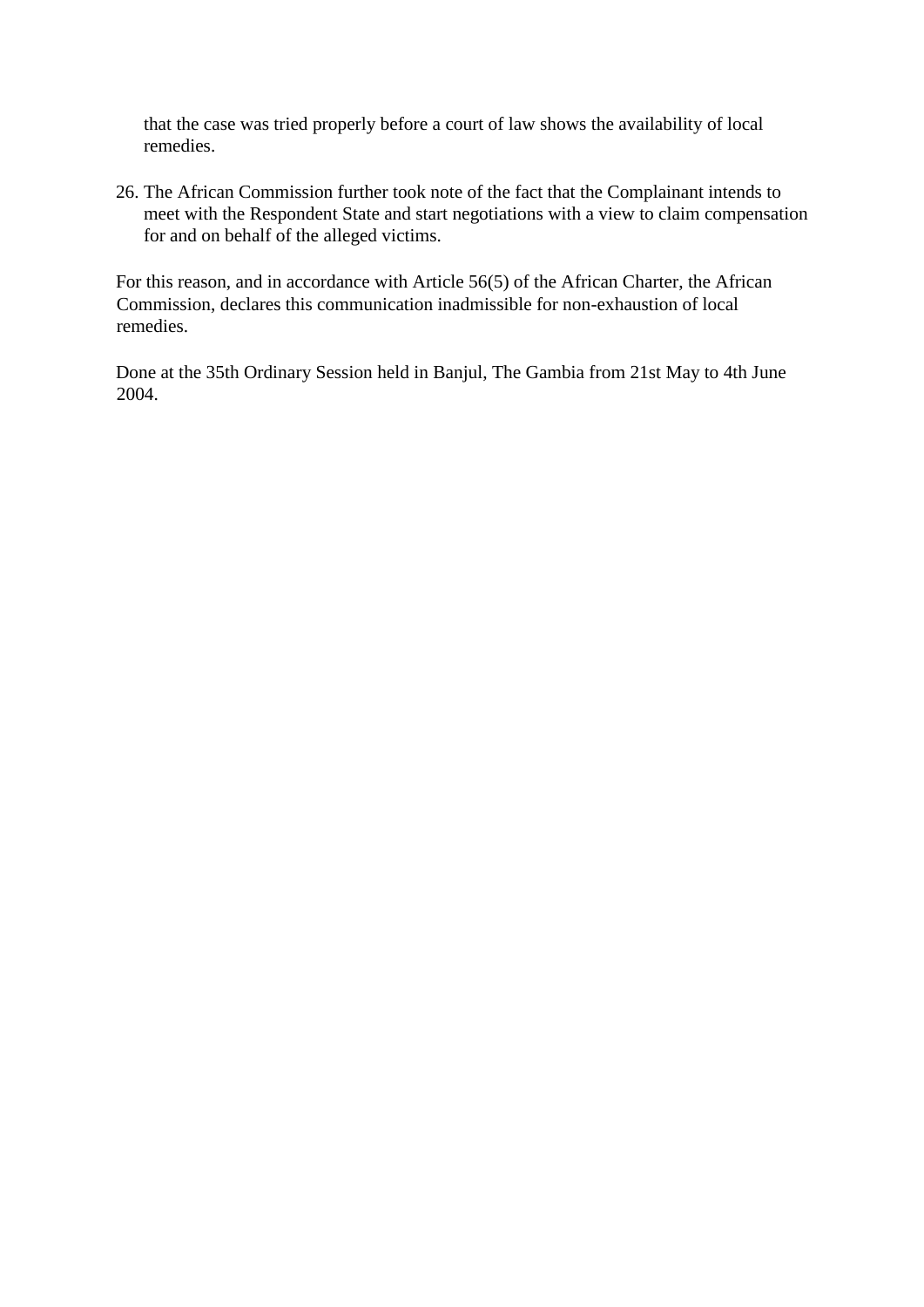that the case was tried properly before a court of law shows the availability of local remedies.

26. The African Commission further took note of the fact that the Complainant intends to meet with the Respondent State and start negotiations with a view to claim compensation for and on behalf of the alleged victims.

For this reason, and in accordance with Article 56(5) of the African Charter, the African Commission, declares this communication inadmissible for non-exhaustion of local remedies.

Done at the 35th Ordinary Session held in Banjul, The Gambia from 21st May to 4th June 2004.